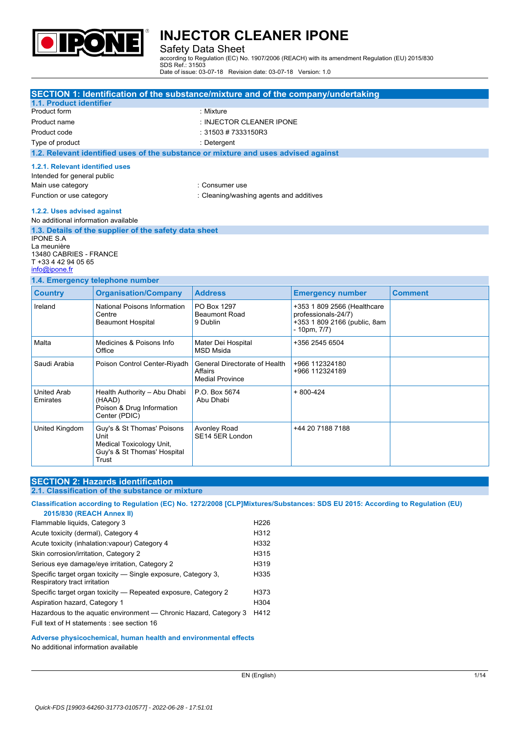# INJECTOR CLEANER IPONE

Safety Data Sheet

according to Regulation (EC) No. 1907/2006 (REACH) with its amendment Regulation (EU) 2015/830
SDS Ref.: 31503
Date of issue: 03-07-18 Revision date: 03-07-18 Version: 1.0

## SECTION 1: Identification of the substance/mixture and of the company/undertaking

### 1.1. Product identifier

| | |
|---|---|
| Product form | : Mixture |
| Product name | : INJECTOR CLEANER IPONE |
| Product code | : 31503 # 7333150R3 |
| Type of product | : Detergent |

### 1.2. Relevant identified uses of the substance or mixture and uses advised against

#### 1.2.1. Relevant identified uses

Intended for general public

| | |
|---|---|
| Main use category | : Consumer use |
| Function or use category | : Cleaning/washing agents and additives |

#### 1.2.2. Uses advised against

No additional information available

### 1.3. Details of the supplier of the safety data sheet

IPONE S.A
La meunière
13480 CABRIES - FRANCE
T +33 4 42 94 05 65
info@ipone.fr

### 1.4. Emergency telephone number

| Country | Organisation/Company | Address | Emergency number | Comment |
|---|---|---|---|---|
| Ireland | National Poisons Information Centre<br>Beaumont Hospital | PO Box 1297<br>Beaumont Road<br>9 Dublin | +353 1 809 2566 (Healthcare professionals-24/7)<br>+353 1 809 2166 (public, 8am - 10pm, 7/7) | |
| Malta | Medicines & Poisons Info Office | Mater Dei Hospital<br>MSD Msida | +356 2545 6504 | |
| Saudi Arabia | Poison Control Center-Riyadh | General Directorate of Health Affairs<br>Medial Province | +966 112324180<br>+966 112324189 | |
| United Arab Emirates | Health Authority – Abu Dhabi (HAAD)<br>Poison & Drug Information Center (PDIC) | P.O. Box 5674<br>Abu Dhabi | + 800-424 | |
| United Kingdom | Guy's & St Thomas' Poisons Unit<br>Medical Toxicology Unit, Guy's & St Thomas' Hospital Trust | Avonley Road<br>SE14 5ER London | +44 20 7188 7188 | |

## SECTION 2: Hazards identification

### 2.1. Classification of the substance or mixture

**Classification according to Regulation (EC) No. 1272/2008 [CLP]Mixtures/Substances: SDS EU 2015: According to Regulation (EU) 2015/830 (REACH Annex II)**

| | |
|---|---|
| Flammable liquids, Category 3 | H226 |
| Acute toxicity (dermal), Category 4 | H312 |
| Acute toxicity (inhalation:vapour) Category 4 | H332 |
| Skin corrosion/irritation, Category 2 | H315 |
| Serious eye damage/eye irritation, Category 2 | H319 |
| Specific target organ toxicity — Single exposure, Category 3, Respiratory tract irritation | H335 |
| Specific target organ toxicity — Repeated exposure, Category 2 | H373 |
| Aspiration hazard, Category 1 | H304 |
| Hazardous to the aquatic environment — Chronic Hazard, Category 3 | H412 |

Full text of H statements : see section 16

**Adverse physicochemical, human health and environmental effects**

No additional information available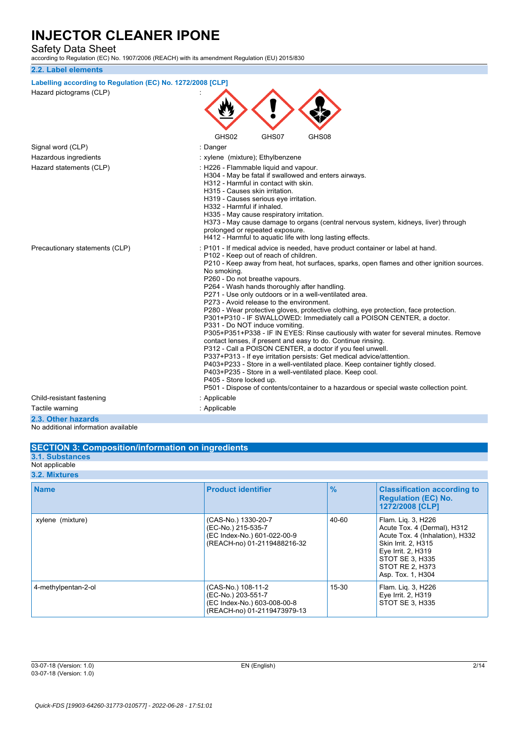## 2.2. Label elements

### Labelling according to Regulation (EC) No. 1272/2008 [CLP]

| | |
|---|---|
| Hazard pictograms (CLP) | : GHS02 GHS07 GHS08 |
| Signal word (CLP) | : Danger |
| Hazardous ingredients | : xylene (mixture); Ethylbenzene |
| Hazard statements (CLP) | : H226 - Flammable liquid and vapour.<br>H304 - May be fatal if swallowed and enters airways.<br>H312 - Harmful in contact with skin.<br>H315 - Causes skin irritation.<br>H319 - Causes serious eye irritation.<br>H332 - Harmful if inhaled.<br>H335 - May cause respiratory irritation.<br>H373 - May cause damage to organs (central nervous system, kidneys, liver) through prolonged or repeated exposure.<br>H412 - Harmful to aquatic life with long lasting effects. |
| Precautionary statements (CLP) | : P101 - If medical advice is needed, have product container or label at hand.<br>P102 - Keep out of reach of children.<br>P210 - Keep away from heat, hot surfaces, sparks, open flames and other ignition sources. No smoking.<br>P260 - Do not breathe vapours.<br>P264 - Wash hands thoroughly after handling.<br>P271 - Use only outdoors or in a well-ventilated area.<br>P273 - Avoid release to the environment.<br>P280 - Wear protective gloves, protective clothing, eye protection, face protection.<br>P301+P310 - IF SWALLOWED: Immediately call a POISON CENTER, a doctor.<br>P331 - Do NOT induce vomiting.<br>P305+P351+P338 - IF IN EYES: Rinse cautiously with water for several minutes. Remove contact lenses, if present and easy to do. Continue rinsing.<br>P312 - Call a POISON CENTER, a doctor if you feel unwell.<br>P337+P313 - If eye irritation persists: Get medical advice/attention.<br>P403+P233 - Store in a well-ventilated place. Keep container tightly closed.<br>P403+P235 - Store in a well-ventilated place. Keep cool.<br>P405 - Store locked up.<br>P501 - Dispose of contents/container to a hazardous or special waste collection point. |
| Child-resistant fastening | : Applicable |
| Tactile warning | : Applicable |

## 2.3. Other hazards

No additional information available

# SECTION 3: Composition/information on ingredients

## 3.1. Substances

Not applicable

## 3.2. Mixtures

| Name | Product identifier | % | Classification according to Regulation (EC) No. 1272/2008 [CLP] |
|---|---|---|---|
| xylene (mixture) | (CAS-No.) 1330-20-7<br>(EC-No.) 215-535-7<br>(EC Index-No.) 601-022-00-9<br>(REACH-no) 01-2119488216-32 | 40-60 | Flam. Liq. 3, H226<br>Acute Tox. 4 (Dermal), H312<br>Acute Tox. 4 (Inhalation), H332<br>Skin Irrit. 2, H315<br>Eye Irrit. 2, H319<br>STOT SE 3, H335<br>STOT RE 2, H373<br>Asp. Tox. 1, H304 |
| 4-methylpentan-2-ol | (CAS-No.) 108-11-2<br>(EC-No.) 203-551-7<br>(EC Index-No.) 603-008-00-8<br>(REACH-no) 01-2119473979-13 | 15-30 | Flam. Liq. 3, H226<br>Eye Irrit. 2, H319<br>STOT SE 3, H335 |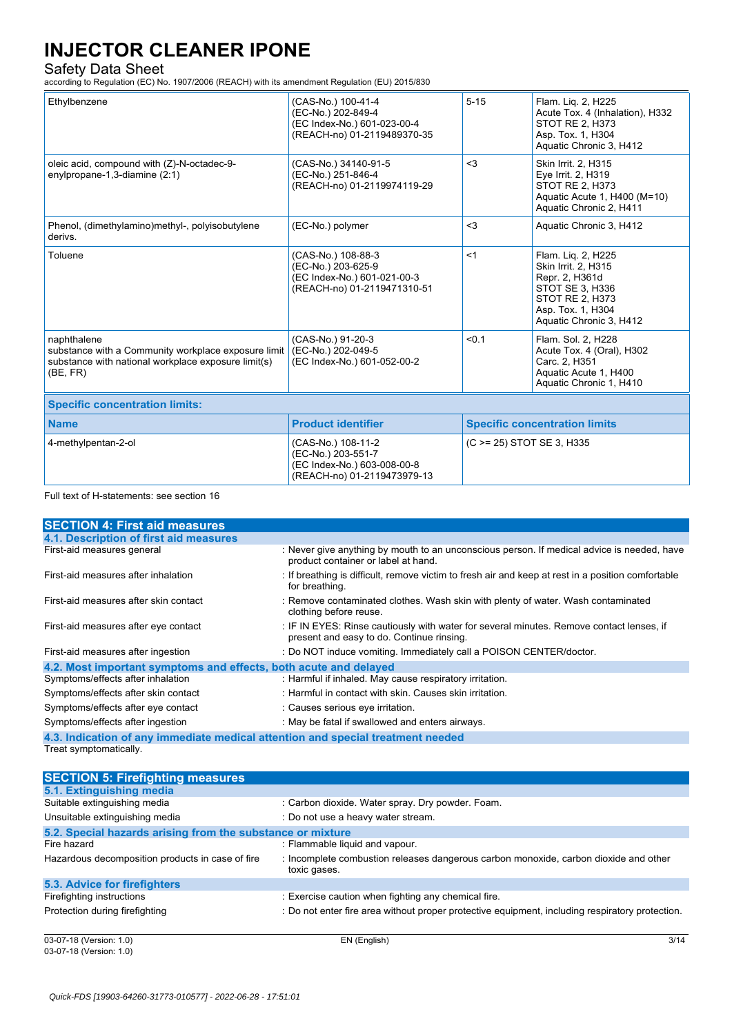| Ethylbenzene | (CAS-No.) 100-41-4<br>(EC-No.) 202-849-4<br>(EC Index-No.) 601-023-00-4<br>(REACH-no) 01-2119489370-35 | 5-15 | Flam. Liq. 2, H225<br>Acute Tox. 4 (Inhalation), H332<br>STOT RE 2, H373<br>Asp. Tox. 1, H304<br>Aquatic Chronic 3, H412 |
|---|---|---|---|
| oleic acid, compound with (Z)-N-octadec-9-enylpropane-1,3-diamine (2:1) | (CAS-No.) 34140-91-5<br>(EC-No.) 251-846-4<br>(REACH-no) 01-2119974119-29 | <3 | Skin Irrit. 2, H315<br>Eye Irrit. 2, H319<br>STOT RE 2, H373<br>Aquatic Acute 1, H400 (M=10)<br>Aquatic Chronic 2, H411 |
| Phenol, (dimethylamino)methyl-, polyisobutylene derivs. | (EC-No.) polymer | <3 | Aquatic Chronic 3, H412 |
| Toluene | (CAS-No.) 108-88-3<br>(EC-No.) 203-625-9<br>(EC Index-No.) 601-021-00-3<br>(REACH-no) 01-2119471310-51 | <1 | Flam. Liq. 2, H225<br>Skin Irrit. 2, H315<br>Repr. 2, H361d<br>STOT SE 3, H336<br>STOT RE 2, H373<br>Asp. Tox. 1, H304<br>Aquatic Chronic 3, H412 |
| naphthalene<br>substance with a Community workplace exposure limit<br>substance with national workplace exposure limit(s) (BE, FR) | (CAS-No.) 91-20-3<br>(EC-No.) 202-049-5<br>(EC Index-No.) 601-052-00-2 | <0.1 | Flam. Sol. 2, H228<br>Acute Tox. 4 (Oral), H302<br>Carc. 2, H351<br>Aquatic Acute 1, H400<br>Aquatic Chronic 1, H410 |

**Specific concentration limits:**

| Name | Product identifier | Specific concentration limits |
|---|---|---|
| 4-methylpentan-2-ol | (CAS-No.) 108-11-2<br>(EC-No.) 203-551-7<br>(EC Index-No.) 603-008-00-8<br>(REACH-no) 01-2119473979-13 | (C >= 25) STOT SE 3, H335 |

Full text of H-statements: see section 16

## SECTION 4: First aid measures

### 4.1. Description of first aid measures

First-aid measures general : Never give anything by mouth to an unconscious person. If medical advice is needed, have product container or label at hand.

First-aid measures after inhalation : If breathing is difficult, remove victim to fresh air and keep at rest in a position comfortable for breathing.

First-aid measures after skin contact : Remove contaminated clothes. Wash skin with plenty of water. Wash contaminated clothing before reuse.

First-aid measures after eye contact : IF IN EYES: Rinse cautiously with water for several minutes. Remove contact lenses, if present and easy to do. Continue rinsing.

First-aid measures after ingestion : Do NOT induce vomiting. Immediately call a POISON CENTER/doctor.

### 4.2. Most important symptoms and effects, both acute and delayed

Symptoms/effects after inhalation : Harmful if inhaled. May cause respiratory irritation.

Symptoms/effects after skin contact : Harmful in contact with skin. Causes skin irritation.

Symptoms/effects after eye contact : Causes serious eye irritation.

Symptoms/effects after ingestion : May be fatal if swallowed and enters airways.

### 4.3. Indication of any immediate medical attention and special treatment needed

Treat symptomatically.

## SECTION 5: Firefighting measures

### 5.1. Extinguishing media

Suitable extinguishing media : Carbon dioxide. Water spray. Dry powder. Foam.

Unsuitable extinguishing media : Do not use a heavy water stream.

### 5.2. Special hazards arising from the substance or mixture

Fire hazard : Flammable liquid and vapour.

Hazardous decomposition products in case of fire : Incomplete combustion releases dangerous carbon monoxide, carbon dioxide and other toxic gases.

### 5.3. Advice for firefighters

Firefighting instructions : Exercise caution when fighting any chemical fire.

Protection during firefighting : Do not enter fire area without proper protective equipment, including respiratory protection.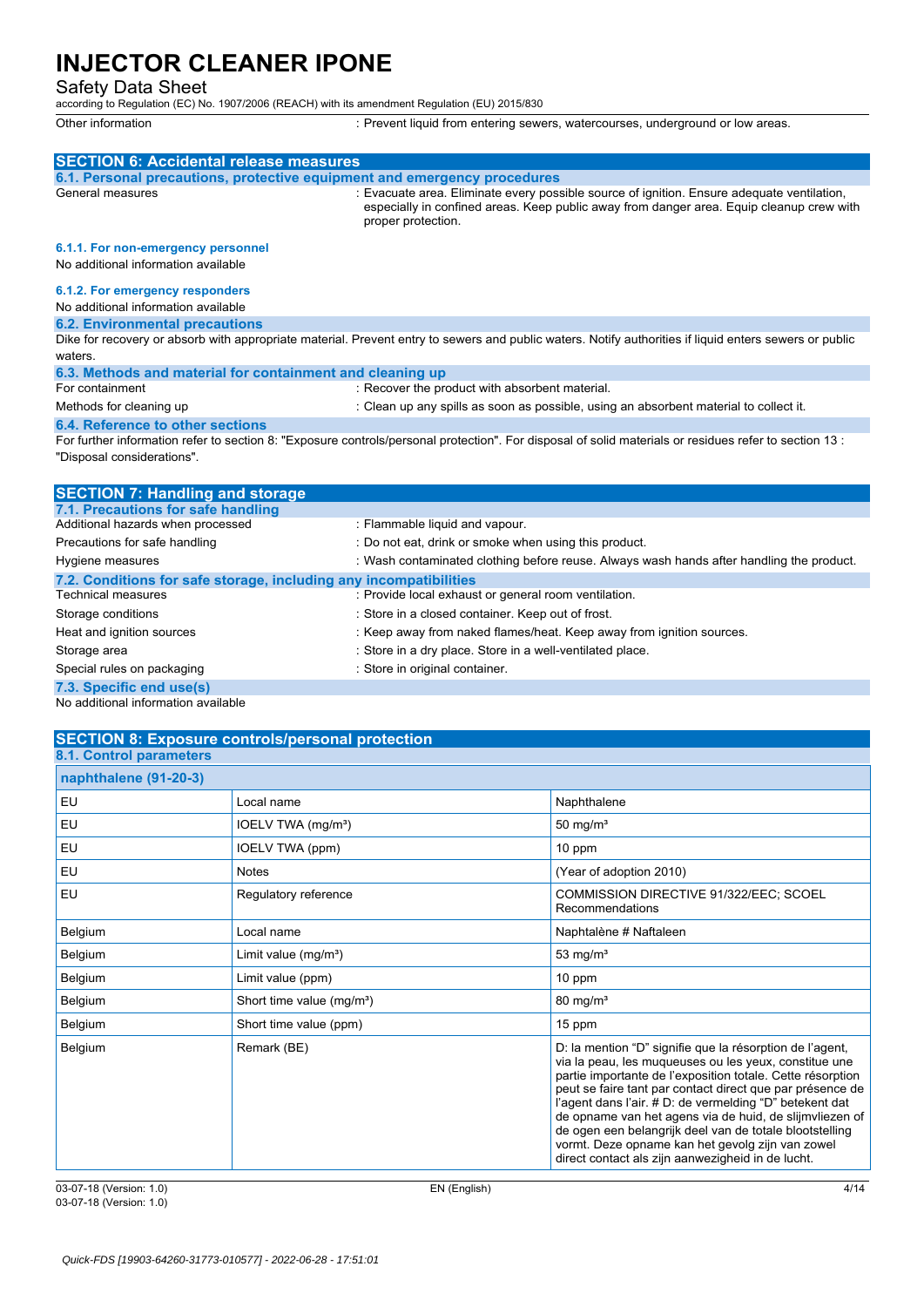| | |
|---|---|
| Other information | : Prevent liquid from entering sewers, watercourses, underground or low areas. |

## SECTION 6: Accidental release measures

### 6.1. Personal precautions, protective equipment and emergency procedures

| | |
|---|---|
| General measures | : Evacuate area. Eliminate every possible source of ignition. Ensure adequate ventilation, especially in confined areas. Keep public away from danger area. Equip cleanup crew with proper protection. |

#### 6.1.1. For non-emergency personnel

No additional information available

#### 6.1.2. For emergency responders

No additional information available

### 6.2. Environmental precautions

Dike for recovery or absorb with appropriate material. Prevent entry to sewers and public waters. Notify authorities if liquid enters sewers or public waters.

### 6.3. Methods and material for containment and cleaning up

| | |
|---|---|
| For containment | : Recover the product with absorbent material. |
| Methods for cleaning up | : Clean up any spills as soon as possible, using an absorbent material to collect it. |

### 6.4. Reference to other sections

For further information refer to section 8: "Exposure controls/personal protection". For disposal of solid materials or residues refer to section 13 : "Disposal considerations".

## SECTION 7: Handling and storage

### 7.1. Precautions for safe handling

| | |
|---|---|
| Additional hazards when processed | : Flammable liquid and vapour. |
| Precautions for safe handling | : Do not eat, drink or smoke when using this product. |
| Hygiene measures | : Wash contaminated clothing before reuse. Always wash hands after handling the product. |

### 7.2. Conditions for safe storage, including any incompatibilities

| | |
|---|---|
| Technical measures | : Provide local exhaust or general room ventilation. |
| Storage conditions | : Store in a closed container. Keep out of frost. |
| Heat and ignition sources | : Keep away from naked flames/heat. Keep away from ignition sources. |
| Storage area | : Store in a dry place. Store in a well-ventilated place. |
| Special rules on packaging | : Store in original container. |

### 7.3. Specific end use(s)

No additional information available

## SECTION 8: Exposure controls/personal protection

### 8.1. Control parameters

| naphthalene (91-20-3) | | |
|---|---|---|
| EU | Local name | Naphthalene |
| EU | IOELV TWA (mg/m³) | 50 mg/m³ |
| EU | IOELV TWA (ppm) | 10 ppm |
| EU | Notes | (Year of adoption 2010) |
| EU | Regulatory reference | COMMISSION DIRECTIVE 91/322/EEC; SCOEL Recommendations |
| Belgium | Local name | Naphtalène # Naftaleen |
| Belgium | Limit value (mg/m³) | 53 mg/m³ |
| Belgium | Limit value (ppm) | 10 ppm |
| Belgium | Short time value (mg/m³) | 80 mg/m³ |
| Belgium | Short time value (ppm) | 15 ppm |
| Belgium | Remark (BE) | D: la mention “D” signifie que la résorption de l’agent, via la peau, les muqueuses ou les yeux, constitue une partie importante de l’exposition totale. Cette résorption peut se faire tant par contact direct que par présence de l’agent dans l’air. # D: de vermelding “D” betekent dat de opname van het agens via de huid, de slijmvliezen of de ogen een belangrijk deel van de totale blootstelling vormt. Deze opname kan het gevolg zijn van zowel direct contact als zijn aanwezigheid in de lucht. |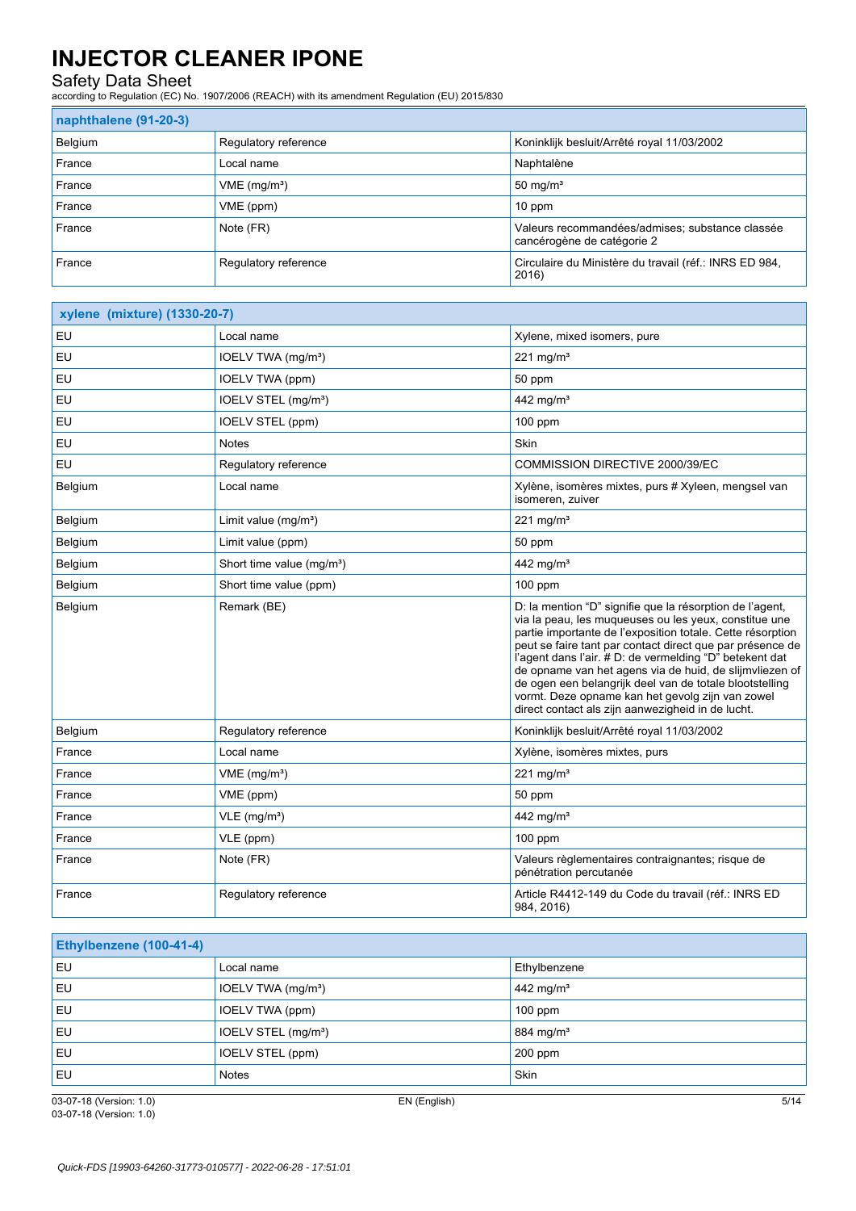| naphthalene (91-20-3) | | |
|---|---|---|
| Belgium | Regulatory reference | Koninklijk besluit/Arrêté royal 11/03/2002 |
| France | Local name | Naphtalène |
| France | VME (mg/m³) | 50 mg/m³ |
| France | VME (ppm) | 10 ppm |
| France | Note (FR) | Valeurs recommandées/admises; substance classée cancérogène de catégorie 2 |
| France | Regulatory reference | Circulaire du Ministère du travail (réf.: INRS ED 984, 2016) |

| xylene (mixture) (1330-20-7) | | |
|---|---|---|
| EU | Local name | Xylene, mixed isomers, pure |
| EU | IOELV TWA (mg/m³) | 221 mg/m³ |
| EU | IOELV TWA (ppm) | 50 ppm |
| EU | IOELV STEL (mg/m³) | 442 mg/m³ |
| EU | IOELV STEL (ppm) | 100 ppm |
| EU | Notes | Skin |
| EU | Regulatory reference | COMMISSION DIRECTIVE 2000/39/EC |
| Belgium | Local name | Xylène, isomères mixtes, purs # Xyleen, mengsel van isomeren, zuiver |
| Belgium | Limit value (mg/m³) | 221 mg/m³ |
| Belgium | Limit value (ppm) | 50 ppm |
| Belgium | Short time value (mg/m³) | 442 mg/m³ |
| Belgium | Short time value (ppm) | 100 ppm |
| Belgium | Remark (BE) | D: la mention "D" signifie que la résorption de l'agent, via la peau, les muqueuses ou les yeux, constitue une partie importante de l'exposition totale. Cette résorption peut se faire tant par contact direct que par présence de l'agent dans l'air. # D: de vermelding "D" betekent dat de opname van het agens via de huid, de slijmvliezen of de ogen een belangrijk deel van de totale blootstelling vormt. Deze opname kan het gevolg zijn van zowel direct contact als zijn aanwezigheid in de lucht. |
| Belgium | Regulatory reference | Koninklijk besluit/Arrêté royal 11/03/2002 |
| France | Local name | Xylène, isomères mixtes, purs |
| France | VME (mg/m³) | 221 mg/m³ |
| France | VME (ppm) | 50 ppm |
| France | VLE (mg/m³) | 442 mg/m³ |
| France | VLE (ppm) | 100 ppm |
| France | Note (FR) | Valeurs règlementaires contraignantes; risque de pénétration percutanée |
| France | Regulatory reference | Article R4412-149 du Code du travail (réf.: INRS ED 984, 2016) |

| Ethylbenzene (100-41-4) | | |
|---|---|---|
| EU | Local name | Ethylbenzene |
| EU | IOELV TWA (mg/m³) | 442 mg/m³ |
| EU | IOELV TWA (ppm) | 100 ppm |
| EU | IOELV STEL (mg/m³) | 884 mg/m³ |
| EU | IOELV STEL (ppm) | 200 ppm |
| EU | Notes | Skin |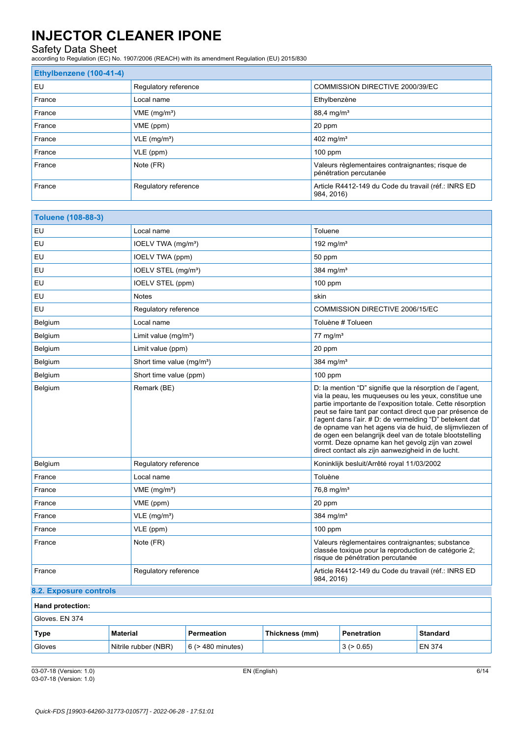| Ethylbenzene (100-41-4) | | |
|---|---|---|
| EU | Regulatory reference | COMMISSION DIRECTIVE 2000/39/EC |
| France | Local name | Ethylbenzène |
| France | VME (mg/m³) | 88,4 mg/m³ |
| France | VME (ppm) | 20 ppm |
| France | VLE (mg/m³) | 402 mg/m³ |
| France | VLE (ppm) | 100 ppm |
| France | Note (FR) | Valeurs règlementaires contraignantes; risque de pénétration percutanée |
| France | Regulatory reference | Article R4412-149 du Code du travail (réf.: INRS ED 984, 2016) |

| Toluene (108-88-3) | | |
|---|---|---|
| EU | Local name | Toluene |
| EU | IOELV TWA (mg/m³) | 192 mg/m³ |
| EU | IOELV TWA (ppm) | 50 ppm |
| EU | IOELV STEL (mg/m³) | 384 mg/m³ |
| EU | IOELV STEL (ppm) | 100 ppm |
| EU | Notes | skin |
| EU | Regulatory reference | COMMISSION DIRECTIVE 2006/15/EC |
| Belgium | Local name | Toluène # Tolueen |
| Belgium | Limit value (mg/m³) | 77 mg/m³ |
| Belgium | Limit value (ppm) | 20 ppm |
| Belgium | Short time value (mg/m³) | 384 mg/m³ |
| Belgium | Short time value (ppm) | 100 ppm |
| Belgium | Remark (BE) | D: la mention "D" signifie que la résorption de l'agent, via la peau, les muqueuses ou les yeux, constitue une partie importante de l'exposition totale. Cette résorption peut se faire tant par contact direct que par présence de l'agent dans l'air. # D: de vermelding "D" betekent dat de opname van het agens via de huid, de slijmvliezen of de ogen een belangrijk deel van de totale blootstelling vormt. Deze opname kan het gevolg zijn van zowel direct contact als zijn aanwezigheid in de lucht. |
| Belgium | Regulatory reference | Koninklijk besluit/Arrêté royal 11/03/2002 |
| France | Local name | Toluène |
| France | VME (mg/m³) | 76,8 mg/m³ |
| France | VME (ppm) | 20 ppm |
| France | VLE (mg/m³) | 384 mg/m³ |
| France | VLE (ppm) | 100 ppm |
| France | Note (FR) | Valeurs règlementaires contraignantes; substance classée toxique pour la reproduction de catégorie 2; risque de pénétration percutanée |
| France | Regulatory reference | Article R4412-149 du Code du travail (réf.: INRS ED 984, 2016) |

### 8.2. Exposure controls

**Hand protection:**

Gloves. EN 374

| Type | Material | Permeation | Thickness (mm) | Penetration | Standard |
|---|---|---|---|---|---|
| Gloves | Nitrile rubber (NBR) | 6 (> 480 minutes) | | 3 (> 0.65) | EN 374 |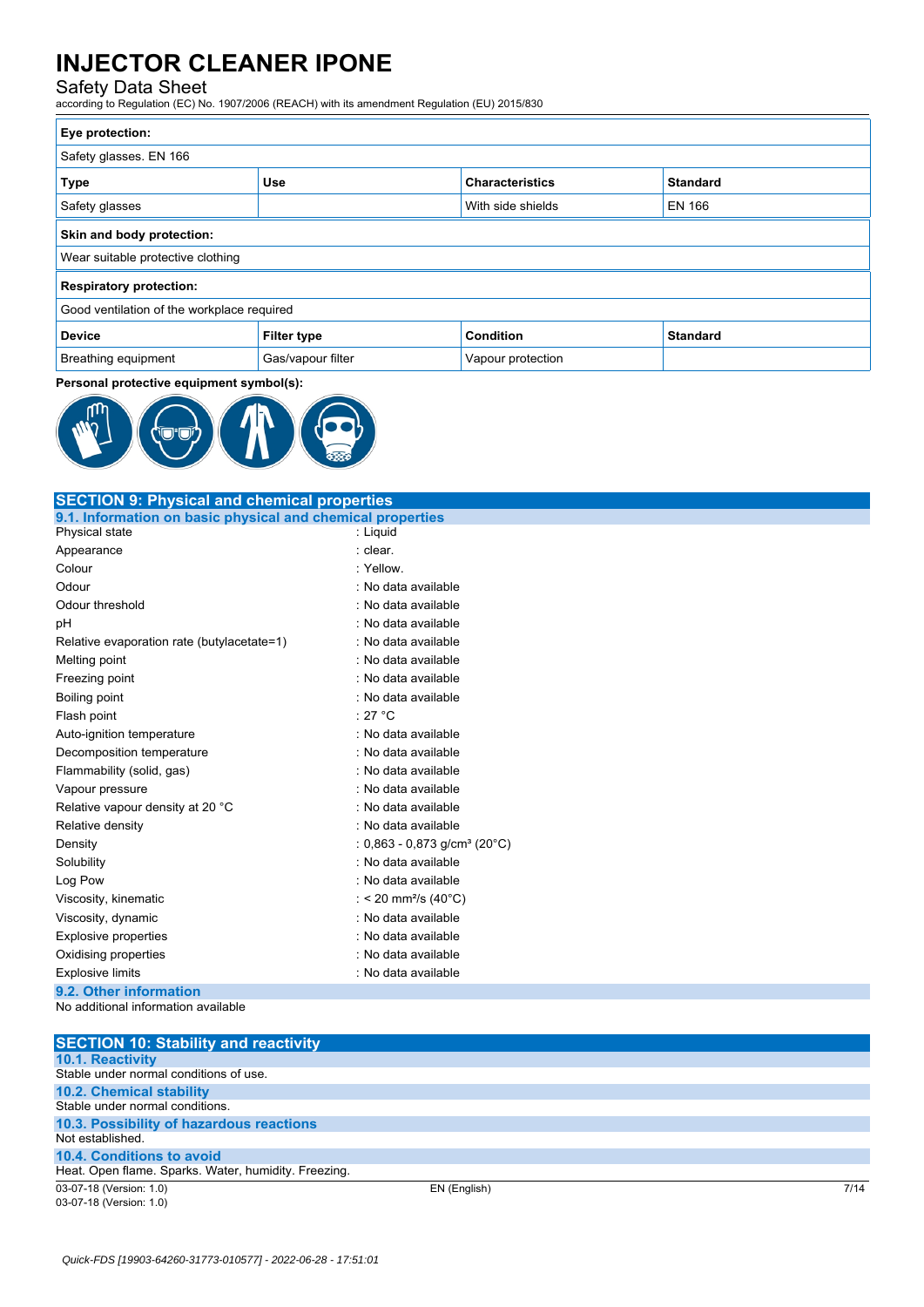**Eye protection:**

Safety glasses. EN 166

| Type | Use | Characteristics | Standard |
| --- | --- | --- | --- |
| Safety glasses | | With side shields | EN 166 |

**Skin and body protection:**

Wear suitable protective clothing

**Respiratory protection:**

Good ventilation of the workplace required

| Device | Filter type | Condition | Standard |
| --- | --- | --- | --- |
| Breathing equipment | Gas/vapour filter | Vapour protection | |

**Personal protective equipment symbol(s):**

## SECTION 9: Physical and chemical properties

### 9.1. Information on basic physical and chemical properties

| | |
| --- | --- |
| Physical state | : Liquid |
| Appearance | : clear. |
| Colour | : Yellow. |
| Odour | : No data available |
| Odour threshold | : No data available |
| pH | : No data available |
| Relative evaporation rate (butylacetate=1) | : No data available |
| Melting point | : No data available |
| Freezing point | : No data available |
| Boiling point | : No data available |
| Flash point | : 27 °C |
| Auto-ignition temperature | : No data available |
| Decomposition temperature | : No data available |
| Flammability (solid, gas) | : No data available |
| Vapour pressure | : No data available |
| Relative vapour density at 20 °C | : No data available |
| Relative density | : No data available |
| Density | : 0,863 - 0,873 g/cm³ (20°C) |
| Solubility | : No data available |
| Log Pow | : No data available |
| Viscosity, kinematic | : < 20 mm²/s (40°C) |
| Viscosity, dynamic | : No data available |
| Explosive properties | : No data available |
| Oxidising properties | : No data available |
| Explosive limits | : No data available |

### 9.2. Other information

No additional information available

## SECTION 10: Stability and reactivity

### 10.1. Reactivity

Stable under normal conditions of use.

### 10.2. Chemical stability

Stable under normal conditions.

### 10.3. Possibility of hazardous reactions

Not established.

### 10.4. Conditions to avoid

Heat. Open flame. Sparks. Water, humidity. Freezing.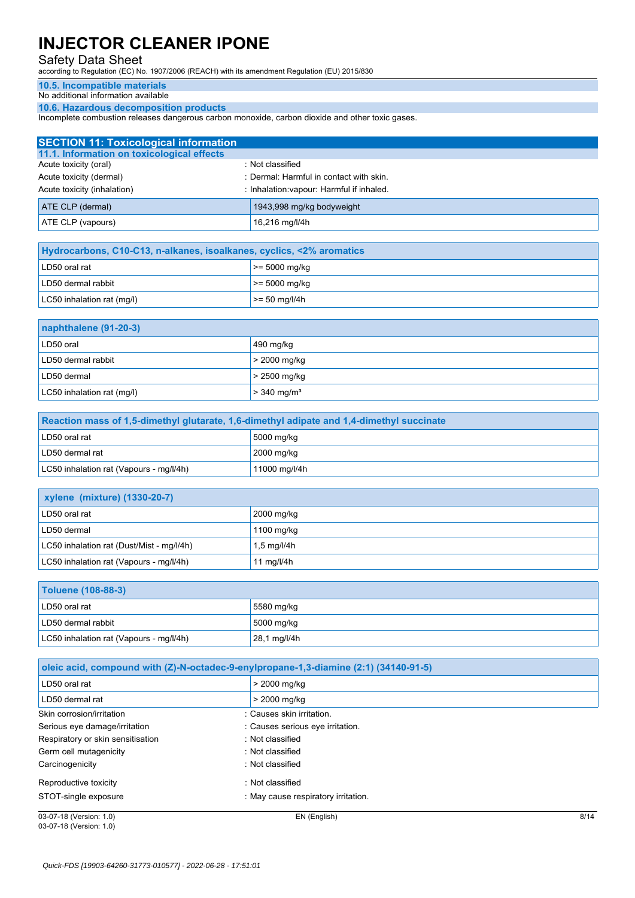### 10.5. Incompatible materials

No additional information available

### 10.6. Hazardous decomposition products

Incomplete combustion releases dangerous carbon monoxide, carbon dioxide and other toxic gases.

## SECTION 11: Toxicological information

### 11.1. Information on toxicological effects

Acute toxicity (oral) : Not classified

Acute toxicity (dermal) : Dermal: Harmful in contact with skin.

Acute toxicity (inhalation) : Inhalation:vapour: Harmful if inhaled.

| | |
|---|---|
| ATE CLP (dermal) | 1943,998 mg/kg bodyweight |
| ATE CLP (vapours) | 16,216 mg/l/4h |

| Hydrocarbons, C10-C13, n-alkanes, isoalkanes, cyclics, <2% aromatics | |
|---|---|
| LD50 oral rat | >= 5000 mg/kg |
| LD50 dermal rabbit | >= 5000 mg/kg |
| LC50 inhalation rat (mg/l) | >= 50 mg/l/4h |

| naphthalene (91-20-3) | |
|---|---|
| LD50 oral | 490 mg/kg |
| LD50 dermal rabbit | > 2000 mg/kg |
| LD50 dermal | > 2500 mg/kg |
| LC50 inhalation rat (mg/l) | > 340 mg/m³ |

| Reaction mass of 1,5-dimethyl glutarate, 1,6-dimethyl adipate and 1,4-dimethyl succinate | |
|---|---|
| LD50 oral rat | 5000 mg/kg |
| LD50 dermal rat | 2000 mg/kg |
| LC50 inhalation rat (Vapours - mg/l/4h) | 11000 mg/l/4h |

| xylene (mixture) (1330-20-7) | |
|---|---|
| LD50 oral rat | 2000 mg/kg |
| LD50 dermal | 1100 mg/kg |
| LC50 inhalation rat (Dust/Mist - mg/l/4h) | 1,5 mg/l/4h |
| LC50 inhalation rat (Vapours - mg/l/4h) | 11 mg/l/4h |

| Toluene (108-88-3) | |
|---|---|
| LD50 oral rat | 5580 mg/kg |
| LD50 dermal rabbit | 5000 mg/kg |
| LC50 inhalation rat (Vapours - mg/l/4h) | 28,1 mg/l/4h |

| oleic acid, compound with (Z)-N-octadec-9-enylpropane-1,3-diamine (2:1) (34140-91-5) | |
|---|---|
| LD50 oral rat | > 2000 mg/kg |
| LD50 dermal rat | > 2000 mg/kg |

Skin corrosion/irritation : Causes skin irritation.

Serious eye damage/irritation : Causes serious eye irritation.

Respiratory or skin sensitisation : Not classified

Germ cell mutagenicity : Not classified

Carcinogenicity : Not classified

Reproductive toxicity : Not classified

STOT-single exposure : May cause respiratory irritation.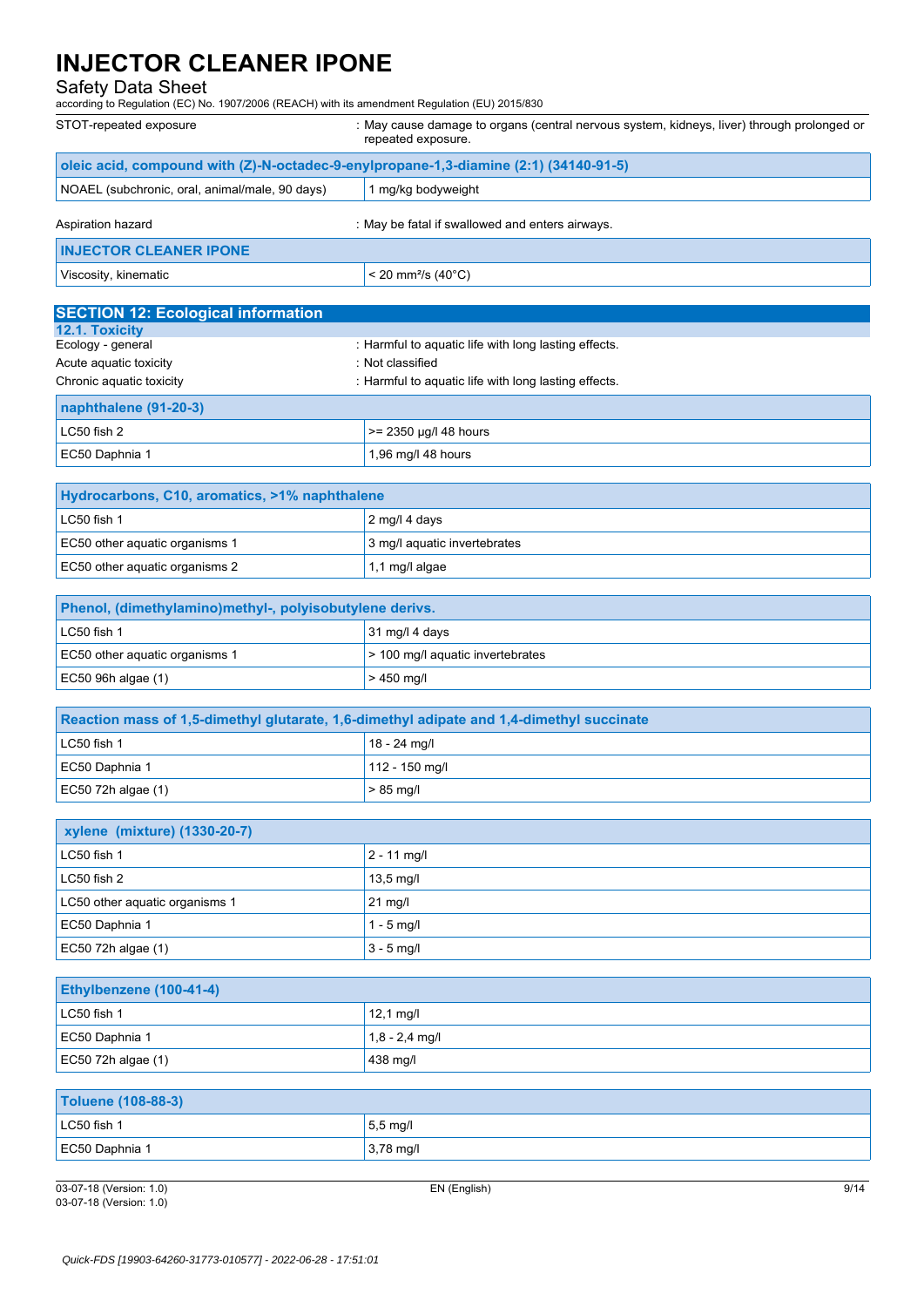| | |
|---|---|
| STOT-repeated exposure | : May cause damage to organs (central nervous system, kidneys, liver) through prolonged or repeated exposure. |

| oleic acid, compound with (Z)-N-octadec-9-enylpropane-1,3-diamine (2:1) (34140-91-5) | |
|---|---|
| NOAEL (subchronic, oral, animal/male, 90 days) | 1 mg/kg bodyweight |

| | |
|---|---|
| Aspiration hazard | : May be fatal if swallowed and enters airways. |

| INJECTOR CLEANER IPONE | |
|---|---|
| Viscosity, kinematic | < 20 mm²/s (40°C) |

## SECTION 12: Ecological information

### 12.1. Toxicity

| | |
|---|---|
| Ecology - general | : Harmful to aquatic life with long lasting effects. |
| Acute aquatic toxicity | : Not classified |
| Chronic aquatic toxicity | : Harmful to aquatic life with long lasting effects. |

| naphthalene (91-20-3) | |
|---|---|
| LC50 fish 2 | >= 2350 µg/l 48 hours |
| EC50 Daphnia 1 | 1,96 mg/l 48 hours |

| Hydrocarbons, C10, aromatics, >1% naphthalene | |
|---|---|
| LC50 fish 1 | 2 mg/l 4 days |
| EC50 other aquatic organisms 1 | 3 mg/l aquatic invertebrates |
| EC50 other aquatic organisms 2 | 1,1 mg/l algae |

| Phenol, (dimethylamino)methyl-, polyisobutylene derivs. | |
|---|---|
| LC50 fish 1 | 31 mg/l 4 days |
| EC50 other aquatic organisms 1 | > 100 mg/l aquatic invertebrates |
| EC50 96h algae (1) | > 450 mg/l |

| Reaction mass of 1,5-dimethyl glutarate, 1,6-dimethyl adipate and 1,4-dimethyl succinate | |
|---|---|
| LC50 fish 1 | 18 - 24 mg/l |
| EC50 Daphnia 1 | 112 - 150 mg/l |
| EC50 72h algae (1) | > 85 mg/l |

| xylene (mixture) (1330-20-7) | |
|---|---|
| LC50 fish 1 | 2 - 11 mg/l |
| LC50 fish 2 | 13,5 mg/l |
| LC50 other aquatic organisms 1 | 21 mg/l |
| EC50 Daphnia 1 | 1 - 5 mg/l |
| EC50 72h algae (1) | 3 - 5 mg/l |

| Ethylbenzene (100-41-4) | |
|---|---|
| LC50 fish 1 | 12,1 mg/l |
| EC50 Daphnia 1 | 1,8 - 2,4 mg/l |
| EC50 72h algae (1) | 438 mg/l |

| Toluene (108-88-3) | |
|---|---|
| LC50 fish 1 | 5,5 mg/l |
| EC50 Daphnia 1 | 3,78 mg/l |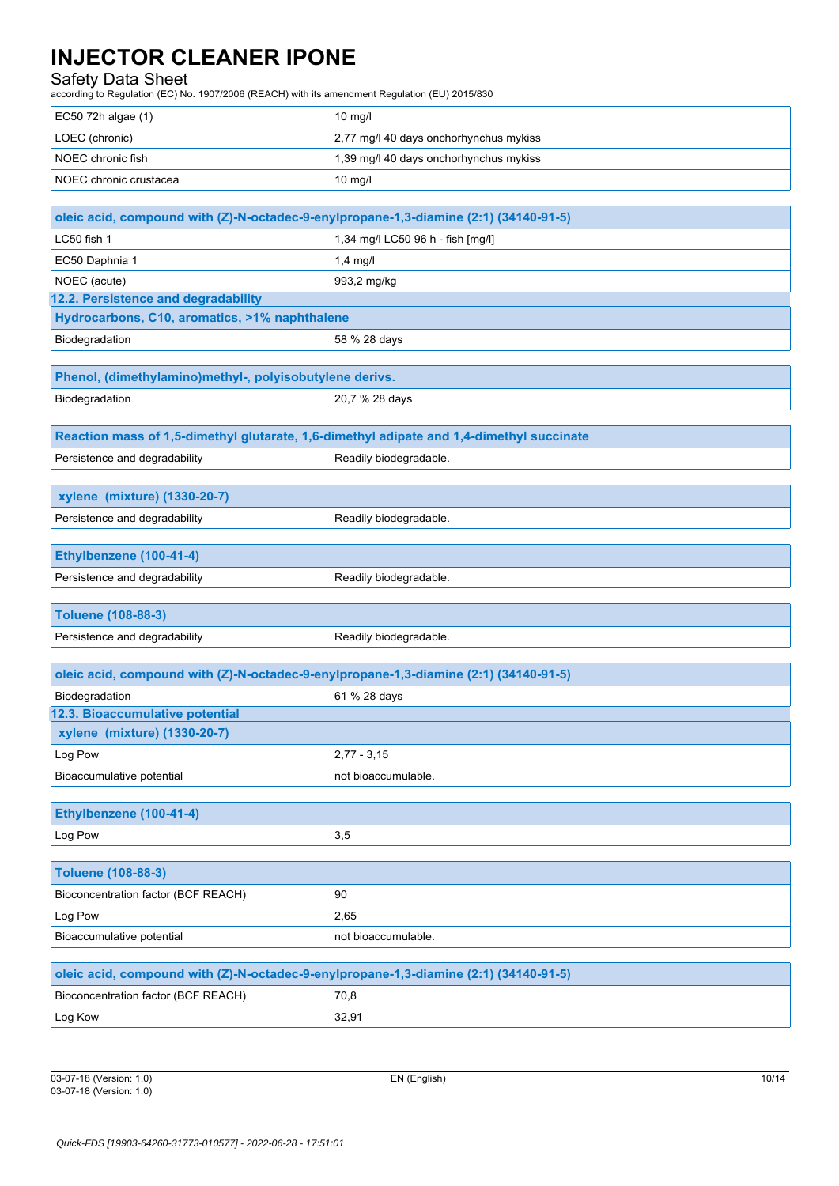| | |
|---|---|
| EC50 72h algae (1) | 10 mg/l |
| LOEC (chronic) | 2,77 mg/l 40 days onchorhyncus mykiss |
| NOEC chronic fish | 1,39 mg/l 40 days onchorhynchus mykiss |
| NOEC chronic crustacea | 10 mg/l |

| oleic acid, compound with (Z)-N-octadec-9-enylpropane-1,3-diamine (2:1) (34140-91-5) | |
|---|---|
| LC50 fish 1 | 1,34 mg/l LC50 96 h - fish [mg/l] |
| EC50 Daphnia 1 | 1,4 mg/l |
| NOEC (acute) | 993,2 mg/kg |

### 12.2. Persistence and degradability

| Hydrocarbons, C10, aromatics, >1% naphthalene | |
|---|---|
| Biodegradation | 58 % 28 days |

| Phenol, (dimethylamino)methyl-, polyisobutylene derivs. | |
|---|---|
| Biodegradation | 20,7 % 28 days |

| Reaction mass of 1,5-dimethyl glutarate, 1,6-dimethyl adipate and 1,4-dimethyl succinate | |
|---|---|
| Persistence and degradability | Readily biodegradable. |

| xylene (mixture) (1330-20-7) | |
|---|---|
| Persistence and degradability | Readily biodegradable. |

| Ethylbenzene (100-41-4) | |
|---|---|
| Persistence and degradability | Readily biodegradable. |

| Toluene (108-88-3) | |
|---|---|
| Persistence and degradability | Readily biodegradable. |

| oleic acid, compound with (Z)-N-octadec-9-enylpropane-1,3-diamine (2:1) (34140-91-5) | |
|---|---|
| Biodegradation | 61 % 28 days |

### 12.3. Bioaccumulative potential

| xylene (mixture) (1330-20-7) | |
|---|---|
| Log Pow | 2,77 - 3,15 |
| Bioaccumulative potential | not bioaccumulable. |

| Ethylbenzene (100-41-4) | |
|---|---|
| Log Pow | 3,5 |

| Toluene (108-88-3) | |
|---|---|
| Bioconcentration factor (BCF REACH) | 90 |
| Log Pow | 2,65 |
| Bioaccumulative potential | not bioaccumulable. |

| oleic acid, compound with (Z)-N-octadec-9-enylpropane-1,3-diamine (2:1) (34140-91-5) | |
|---|---|
| Bioconcentration factor (BCF REACH) | 70,8 |
| Log Kow | 32,91 |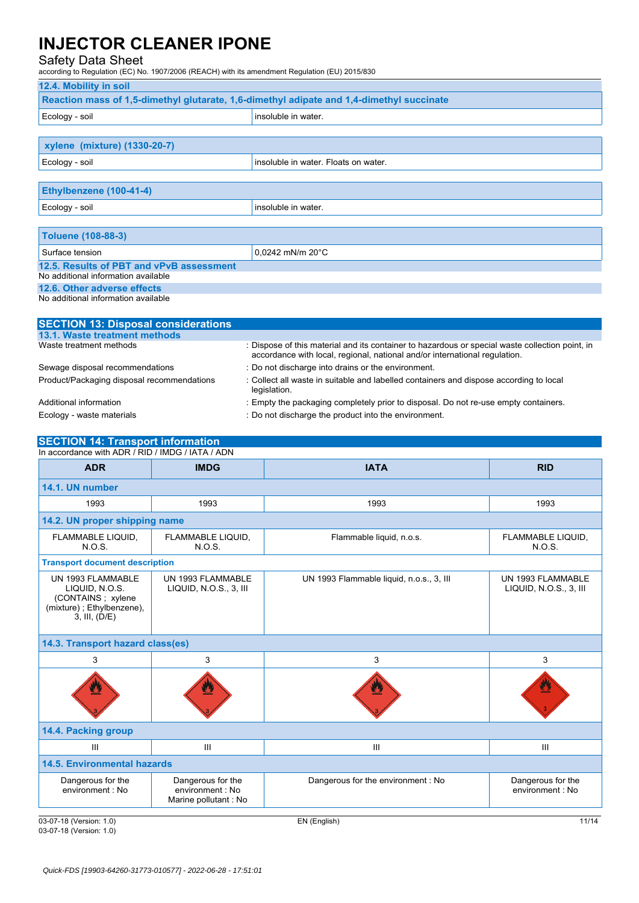### 12.4. Mobility in soil

| Reaction mass of 1,5-dimethyl glutarate, 1,6-dimethyl adipate and 1,4-dimethyl succinate | |
|---|---|
| Ecology - soil | insoluble in water. |

| xylene (mixture) (1330-20-7) | |
|---|---|
| Ecology - soil | insoluble in water. Floats on water. |

| Ethylbenzene (100-41-4) | |
|---|---|
| Ecology - soil | insoluble in water. |

| Toluene (108-88-3) | |
|---|---|
| Surface tension | 0,0242 mN/m 20°C |

### 12.5. Results of PBT and vPvB assessment

No additional information available

### 12.6. Other adverse effects

No additional information available

## SECTION 13: Disposal considerations

### 13.1. Waste treatment methods

Waste treatment methods : Dispose of this material and its container to hazardous or special waste collection point, in accordance with local, regional, national and/or international regulation.

Sewage disposal recommendations : Do not discharge into drains or the environment.

Product/Packaging disposal recommendations : Collect all waste in suitable and labelled containers and dispose according to local legislation.

Additional information : Empty the packaging completely prior to disposal. Do not re-use empty containers.

Ecology - waste materials : Do not discharge the product into the environment.

## SECTION 14: Transport information

In accordance with ADR / RID / IMDG / IATA / ADN

| ADR | IMDG | IATA | RID |
|---|---|---|---|
| **14.1. UN number** | | | |
| 1993 | 1993 | 1993 | 1993 |
| **14.2. UN proper shipping name** | | | |
| FLAMMABLE LIQUID, N.O.S. | FLAMMABLE LIQUID, N.O.S. | Flammable liquid, n.o.s. | FLAMMABLE LIQUID, N.O.S. |
| **Transport document description** | | | |
| UN 1993 FLAMMABLE LIQUID, N.O.S. (CONTAINS ; xylene (mixture) ; Ethylbenzene), 3, III, (D/E) | UN 1993 FLAMMABLE LIQUID, N.O.S., 3, III | UN 1993 Flammable liquid, n.o.s., 3, III | UN 1993 FLAMMABLE LIQUID, N.O.S., 3, III |
| **14.3. Transport hazard class(es)** | | | |
| 3 | 3 | 3 | 3 |
| **14.4. Packing group** | | | |
| III | III | III | III |
| **14.5. Environmental hazards** | | | |
| Dangerous for the environment : No | Dangerous for the environment : No<br>Marine pollutant : No | Dangerous for the environment : No | Dangerous for the environment : No |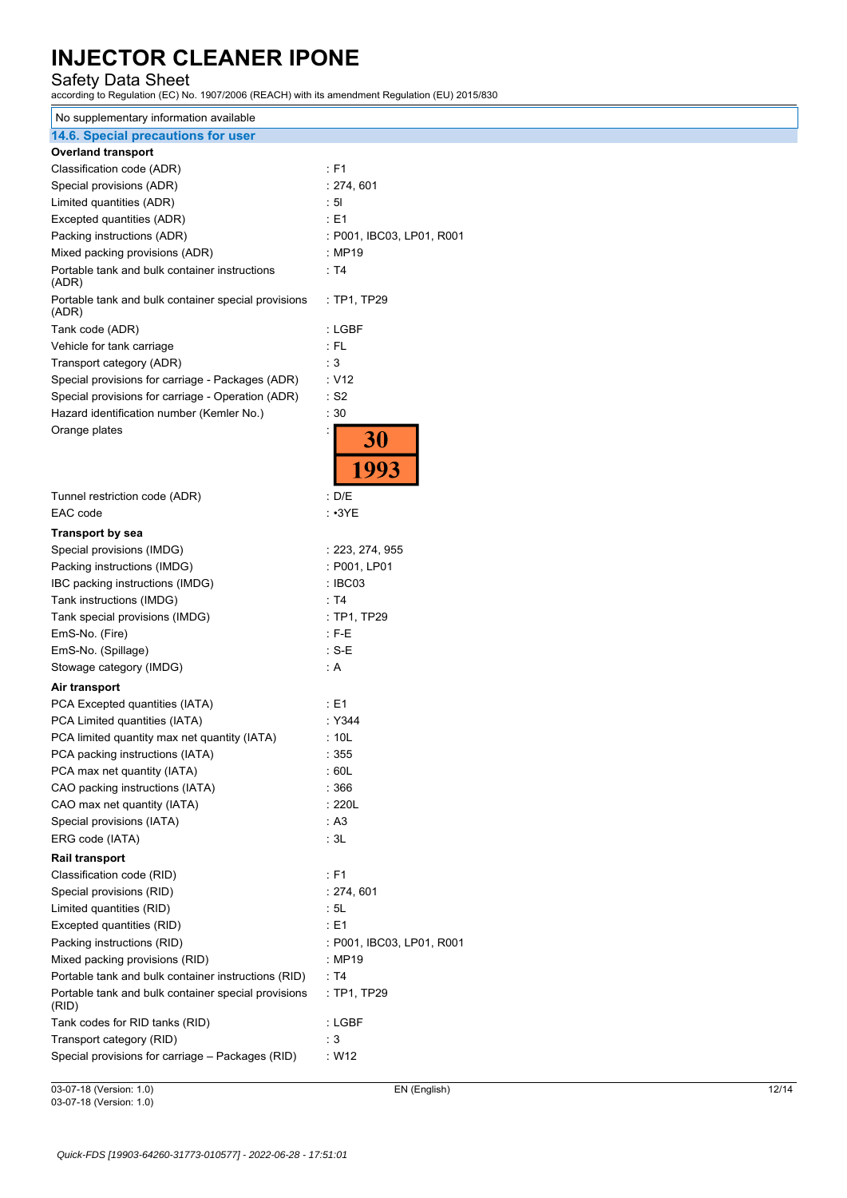No supplementary information available

## 14.6. Special precautions for user

**Overland transport**

| | |
|---|---|
| Classification code (ADR) | : F1 |
| Special provisions (ADR) | : 274, 601 |
| Limited quantities (ADR) | : 5l |
| Excepted quantities (ADR) | : E1 |
| Packing instructions (ADR) | : P001, IBC03, LP01, R001 |
| Mixed packing provisions (ADR) | : MP19 |
| Portable tank and bulk container instructions (ADR) | : T4 |
| Portable tank and bulk container special provisions (ADR) | : TP1, TP29 |
| Tank code (ADR) | : LGBF |
| Vehicle for tank carriage | : FL |
| Transport category (ADR) | : 3 |
| Special provisions for carriage - Packages (ADR) | : V12 |
| Special provisions for carriage - Operation (ADR) | : S2 |
| Hazard identification number (Kemler No.) | : 30 |
| Orange plates | : 30 / 1993 |
| Tunnel restriction code (ADR) | : D/E |
| EAC code | : •3YE |

**Transport by sea**

| | |
|---|---|
| Special provisions (IMDG) | : 223, 274, 955 |
| Packing instructions (IMDG) | : P001, LP01 |
| IBC packing instructions (IMDG) | : IBC03 |
| Tank instructions (IMDG) | : T4 |
| Tank special provisions (IMDG) | : TP1, TP29 |
| EmS-No. (Fire) | : F-E |
| EmS-No. (Spillage) | : S-E |
| Stowage category (IMDG) | : A |

**Air transport**

| | |
|---|---|
| PCA Excepted quantities (IATA) | : E1 |
| PCA Limited quantities (IATA) | : Y344 |
| PCA limited quantity max net quantity (IATA) | : 10L |
| PCA packing instructions (IATA) | : 355 |
| PCA max net quantity (IATA) | : 60L |
| CAO packing instructions (IATA) | : 366 |
| CAO max net quantity (IATA) | : 220L |
| Special provisions (IATA) | : A3 |
| ERG code (IATA) | : 3L |

**Rail transport**

| | |
|---|---|
| Classification code (RID) | : F1 |
| Special provisions (RID) | : 274, 601 |
| Limited quantities (RID) | : 5L |
| Excepted quantities (RID) | : E1 |
| Packing instructions (RID) | : P001, IBC03, LP01, R001 |
| Mixed packing provisions (RID) | : MP19 |
| Portable tank and bulk container instructions (RID) | : T4 |
| Portable tank and bulk container special provisions (RID) | : TP1, TP29 |
| Tank codes for RID tanks (RID) | : LGBF |
| Transport category (RID) | : 3 |
| Special provisions for carriage – Packages (RID) | : W12 |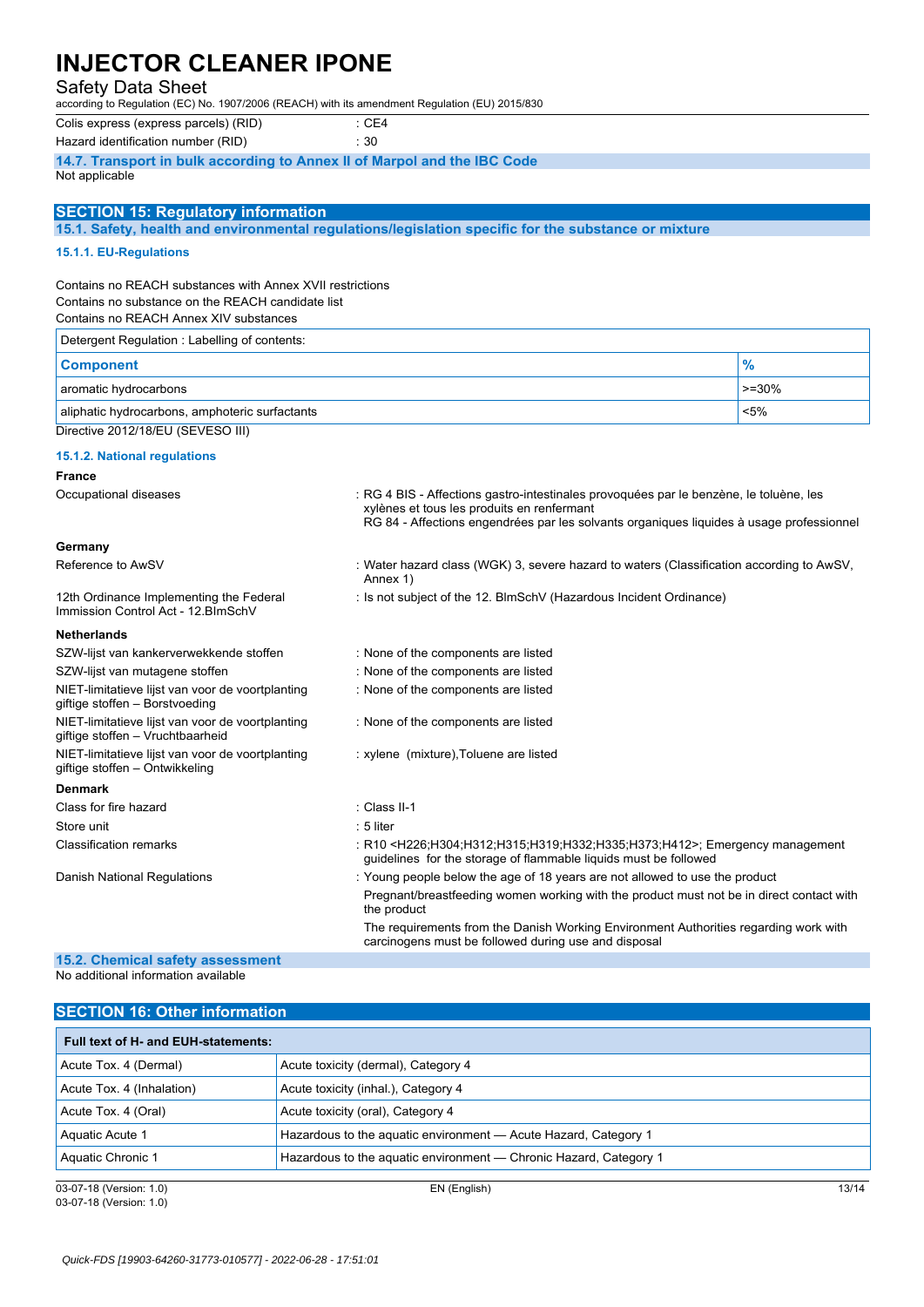Colis express (express parcels) (RID) : CE4

Hazard identification number (RID) : 30

### 14.7. Transport in bulk according to Annex II of Marpol and the IBC Code

Not applicable

## SECTION 15: Regulatory information

### 15.1. Safety, health and environmental regulations/legislation specific for the substance or mixture

#### 15.1.1. EU-Regulations

Contains no REACH substances with Annex XVII restrictions
Contains no substance on the REACH candidate list
Contains no REACH Annex XIV substances

| Detergent Regulation : Labelling of contents: | |
|---|---|
| **Component** | **%** |
| aromatic hydrocarbons | >=30% |
| aliphatic hydrocarbons, amphoteric surfactants | <5% |

Directive 2012/18/EU (SEVESO III)

#### 15.1.2. National regulations

**France**

Occupational diseases : RG 4 BIS - Affections gastro-intestinales provoquées par le benzène, le toluène, les xylènes et tous les produits en renfermant
RG 84 - Affections engendrées par les solvants organiques liquides à usage professionnel

**Germany**

Reference to AwSV : Water hazard class (WGK) 3, severe hazard to waters (Classification according to AwSV, Annex 1)

12th Ordinance Implementing the Federal Immission Control Act - 12.BImSchV : Is not subject of the 12. BlmSchV (Hazardous Incident Ordinance)

**Netherlands**

SZW-lijst van kankerverwekkende stoffen : None of the components are listed

SZW-lijst van mutagene stoffen : None of the components are listed

NIET-limitatieve lijst van voor de voortplanting giftige stoffen – Borstvoeding : None of the components are listed

NIET-limitatieve lijst van voor de voortplanting giftige stoffen – Vruchtbaarheid : None of the components are listed

NIET-limitatieve lijst van voor de voortplanting giftige stoffen – Ontwikkeling : xylene (mixture),Toluene are listed

**Denmark**

Class for fire hazard : Class II-1

Store unit : 5 liter

Classification remarks : R10 <H226;H304;H312;H315;H319;H332;H335;H373;H412>; Emergency management guidelines for the storage of flammable liquids must be followed

Danish National Regulations : Young people below the age of 18 years are not allowed to use the product

Pregnant/breastfeeding women working with the product must not be in direct contact with the product

The requirements from the Danish Working Environment Authorities regarding work with carcinogens must be followed during use and disposal

### 15.2. Chemical safety assessment

No additional information available

## SECTION 16: Other information

| **Full text of H- and EUH-statements:** | |
|---|---|
| Acute Tox. 4 (Dermal) | Acute toxicity (dermal), Category 4 |
| Acute Tox. 4 (Inhalation) | Acute toxicity (inhal.), Category 4 |
| Acute Tox. 4 (Oral) | Acute toxicity (oral), Category 4 |
| Aquatic Acute 1 | Hazardous to the aquatic environment — Acute Hazard, Category 1 |
| Aquatic Chronic 1 | Hazardous to the aquatic environment — Chronic Hazard, Category 1 |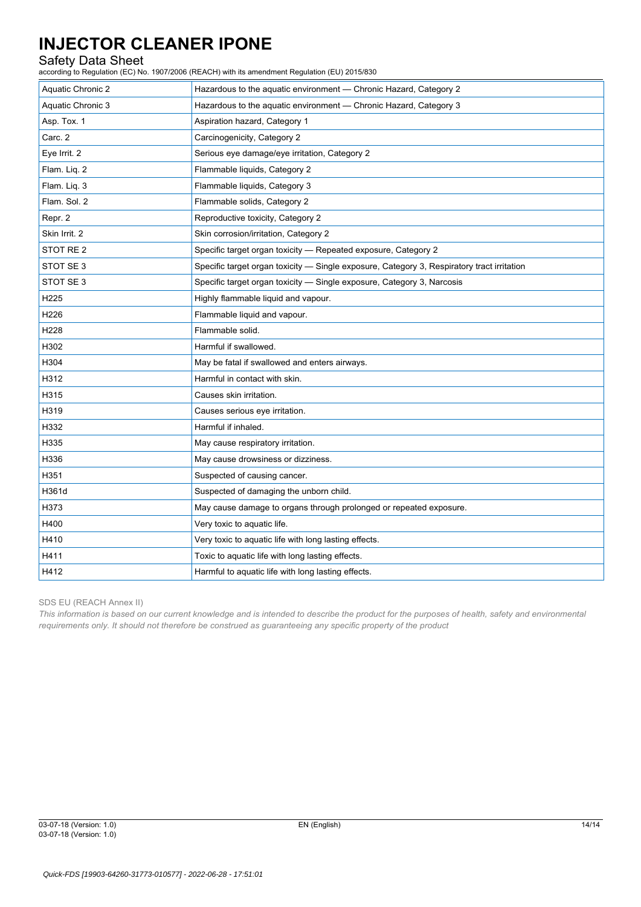| | |
|---|---|
| Aquatic Chronic 2 | Hazardous to the aquatic environment — Chronic Hazard, Category 2 |
| Aquatic Chronic 3 | Hazardous to the aquatic environment — Chronic Hazard, Category 3 |
| Asp. Tox. 1 | Aspiration hazard, Category 1 |
| Carc. 2 | Carcinogenicity, Category 2 |
| Eye Irrit. 2 | Serious eye damage/eye irritation, Category 2 |
| Flam. Liq. 2 | Flammable liquids, Category 2 |
| Flam. Liq. 3 | Flammable liquids, Category 3 |
| Flam. Sol. 2 | Flammable solids, Category 2 |
| Repr. 2 | Reproductive toxicity, Category 2 |
| Skin Irrit. 2 | Skin corrosion/irritation, Category 2 |
| STOT RE 2 | Specific target organ toxicity — Repeated exposure, Category 2 |
| STOT SE 3 | Specific target organ toxicity — Single exposure, Category 3, Respiratory tract irritation |
| STOT SE 3 | Specific target organ toxicity — Single exposure, Category 3, Narcosis |
| H225 | Highly flammable liquid and vapour. |
| H226 | Flammable liquid and vapour. |
| H228 | Flammable solid. |
| H302 | Harmful if swallowed. |
| H304 | May be fatal if swallowed and enters airways. |
| H312 | Harmful in contact with skin. |
| H315 | Causes skin irritation. |
| H319 | Causes serious eye irritation. |
| H332 | Harmful if inhaled. |
| H335 | May cause respiratory irritation. |
| H336 | May cause drowsiness or dizziness. |
| H351 | Suspected of causing cancer. |
| H361d | Suspected of damaging the unborn child. |
| H373 | May cause damage to organs through prolonged or repeated exposure. |
| H400 | Very toxic to aquatic life. |
| H410 | Very toxic to aquatic life with long lasting effects. |
| H411 | Toxic to aquatic life with long lasting effects. |
| H412 | Harmful to aquatic life with long lasting effects. |

SDS EU (REACH Annex II)

*This information is based on our current knowledge and is intended to describe the product for the purposes of health, safety and environmental requirements only. It should not therefore be construed as guaranteeing any specific property of the product*